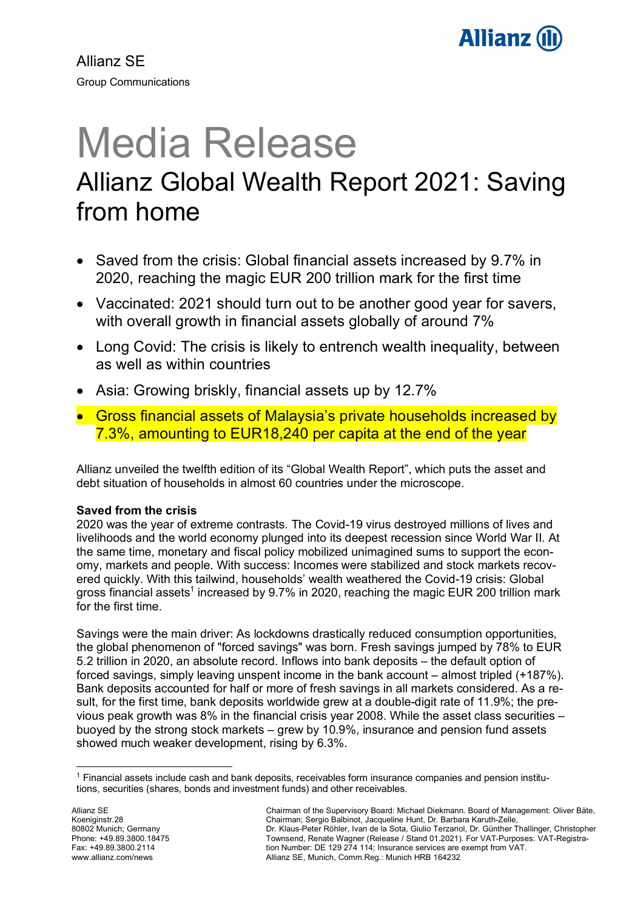Allianz SE
Group Communications

# Media Release

## Allianz Global Wealth Report 2021: Saving from home

- Saved from the crisis: Global financial assets increased by 9.7% in 2020, reaching the magic EUR 200 trillion mark for the first time
- Vaccinated: 2021 should turn out to be another good year for savers, with overall growth in financial assets globally of around 7%
- Long Covid: The crisis is likely to entrench wealth inequality, between as well as within countries
- Asia: Growing briskly, financial assets up by 12.7%
- Gross financial assets of Malaysia's private households increased by 7.3%, amounting to EUR18,240 per capita at the end of the year

Allianz unveiled the twelfth edition of its "Global Wealth Report", which puts the asset and debt situation of households in almost 60 countries under the microscope.

**Saved from the crisis**
2020 was the year of extreme contrasts. The Covid-19 virus destroyed millions of lives and livelihoods and the world economy plunged into its deepest recession since World War II. At the same time, monetary and fiscal policy mobilized unimagined sums to support the economy, markets and people. With success: Incomes were stabilized and stock markets recovered quickly. With this tailwind, households' wealth weathered the Covid-19 crisis: Global gross financial assets[1] increased by 9.7% in 2020, reaching the magic EUR 200 trillion mark for the first time.

Savings were the main driver: As lockdowns drastically reduced consumption opportunities, the global phenomenon of "forced savings" was born. Fresh savings jumped by 78% to EUR 5.2 trillion in 2020, an absolute record. Inflows into bank deposits – the default option of forced savings, simply leaving unspent income in the bank account – almost tripled (+187%). Bank deposits accounted for half or more of fresh savings in all markets considered. As a result, for the first time, bank deposits worldwide grew at a double-digit rate of 11.9%; the previous peak growth was 8% in the financial crisis year 2008. While the asset class securities – buoyed by the strong stock markets – grew by 10.9%, insurance and pension fund assets showed much weaker development, rising by 6.3%.

[1] Financial assets include cash and bank deposits, receivables form insurance companies and pension institutions, securities (shares, bonds and investment funds) and other receivables.

Allianz SE
Koeniginstr.28
80802 Munich; Germany
Phone: +49.89.3800.18475
Fax: +49.89.3800.2114
www.allianz.com/news

Chairman of the Supervisory Board: Michael Diekmann. Board of Management: Oliver Bäte, Chairman; Sergio Balbinot, Jacqueline Hunt, Dr. Barbara Karuth-Zelle, Dr. Klaus-Peter Röhler, Ivan de la Sota, Giulio Terzariol, Dr. Günther Thallinger, Christopher Townsend, Renate Wagner (Release / Stand 01.2021). For VAT-Purposes: VAT-Registration Number: DE 129 274 114; Insurance services are exempt from VAT. Allianz SE, Munich, Comm.Reg.: Munich HRB 164232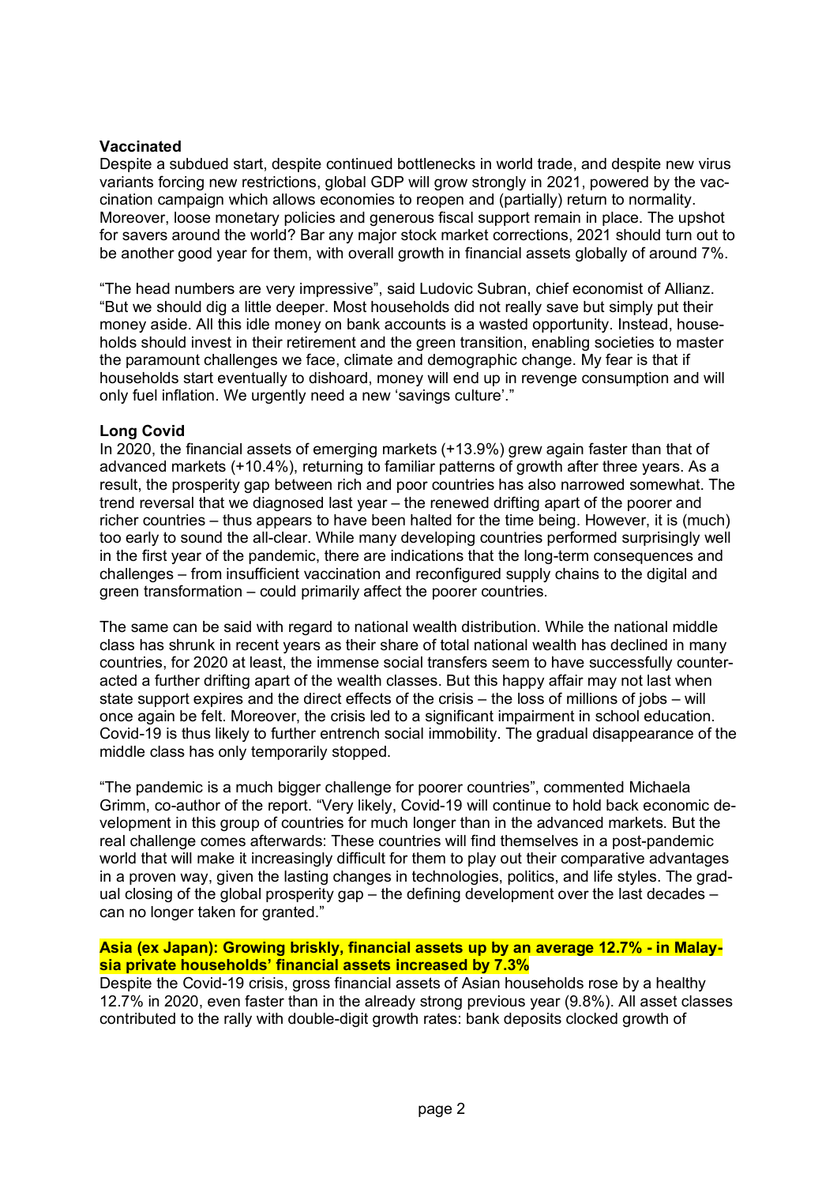**Vaccinated**

Despite a subdued start, despite continued bottlenecks in world trade, and despite new virus variants forcing new restrictions, global GDP will grow strongly in 2021, powered by the vaccination campaign which allows economies to reopen and (partially) return to normality. Moreover, loose monetary policies and generous fiscal support remain in place. The upshot for savers around the world? Bar any major stock market corrections, 2021 should turn out to be another good year for them, with overall growth in financial assets globally of around 7%.

"The head numbers are very impressive", said Ludovic Subran, chief economist of Allianz. "But we should dig a little deeper. Most households did not really save but simply put their money aside. All this idle money on bank accounts is a wasted opportunity. Instead, households should invest in their retirement and the green transition, enabling societies to master the paramount challenges we face, climate and demographic change. My fear is that if households start eventually to dishoard, money will end up in revenge consumption and will only fuel inflation. We urgently need a new 'savings culture'."

**Long Covid**

In 2020, the financial assets of emerging markets (+13.9%) grew again faster than that of advanced markets (+10.4%), returning to familiar patterns of growth after three years. As a result, the prosperity gap between rich and poor countries has also narrowed somewhat. The trend reversal that we diagnosed last year – the renewed drifting apart of the poorer and richer countries – thus appears to have been halted for the time being. However, it is (much) too early to sound the all-clear. While many developing countries performed surprisingly well in the first year of the pandemic, there are indications that the long-term consequences and challenges – from insufficient vaccination and reconfigured supply chains to the digital and green transformation – could primarily affect the poorer countries.

The same can be said with regard to national wealth distribution. While the national middle class has shrunk in recent years as their share of total national wealth has declined in many countries, for 2020 at least, the immense social transfers seem to have successfully counteracted a further drifting apart of the wealth classes. But this happy affair may not last when state support expires and the direct effects of the crisis – the loss of millions of jobs – will once again be felt. Moreover, the crisis led to a significant impairment in school education. Covid-19 is thus likely to further entrench social immobility. The gradual disappearance of the middle class has only temporarily stopped.

"The pandemic is a much bigger challenge for poorer countries", commented Michaela Grimm, co-author of the report. "Very likely, Covid-19 will continue to hold back economic development in this group of countries for much longer than in the advanced markets. But the real challenge comes afterwards: These countries will find themselves in a post-pandemic world that will make it increasingly difficult for them to play out their comparative advantages in a proven way, given the lasting changes in technologies, politics, and life styles. The gradual closing of the global prosperity gap – the defining development over the last decades – can no longer taken for granted."

**Asia (ex Japan): Growing briskly, financial assets up by an average 12.7% - in Malaysia private households' financial assets increased by 7.3%**

Despite the Covid-19 crisis, gross financial assets of Asian households rose by a healthy 12.7% in 2020, even faster than in the already strong previous year (9.8%). All asset classes contributed to the rally with double-digit growth rates: bank deposits clocked growth of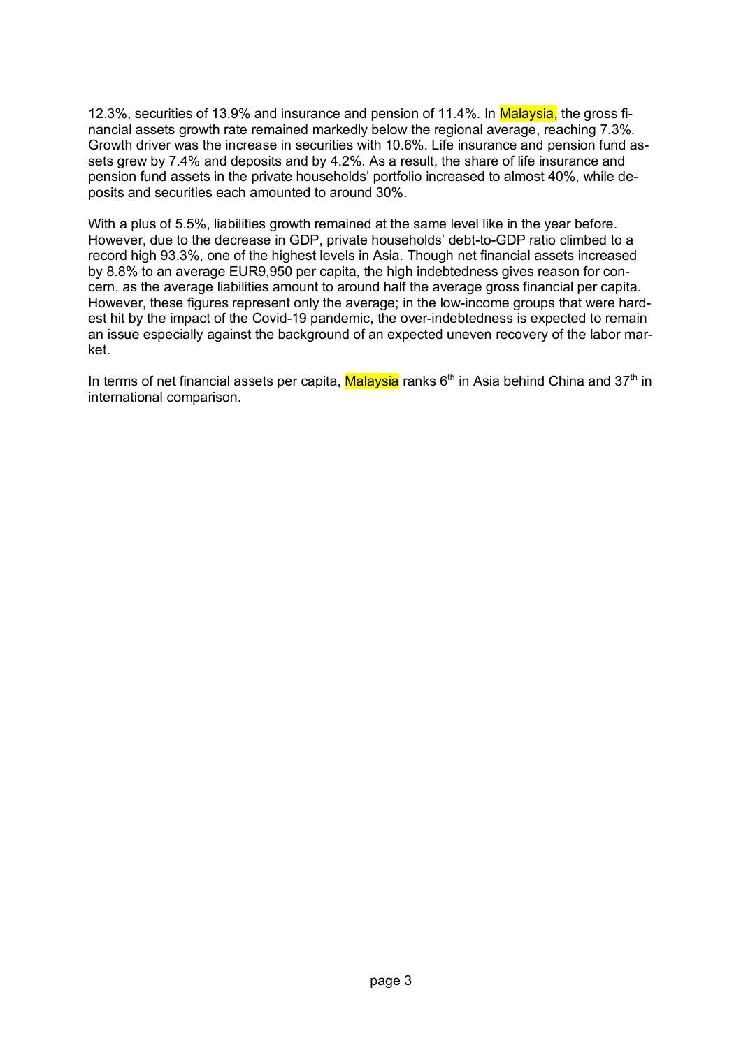12.3%, securities of 13.9% and insurance and pension of 11.4%. In Malaysia, the gross financial assets growth rate remained markedly below the regional average, reaching 7.3%. Growth driver was the increase in securities with 10.6%. Life insurance and pension fund assets grew by 7.4% and deposits and by 4.2%. As a result, the share of life insurance and pension fund assets in the private households' portfolio increased to almost 40%, while deposits and securities each amounted to around 30%.

With a plus of 5.5%, liabilities growth remained at the same level like in the year before. However, due to the decrease in GDP, private households' debt-to-GDP ratio climbed to a record high 93.3%, one of the highest levels in Asia. Though net financial assets increased by 8.8% to an average EUR9,950 per capita, the high indebtedness gives reason for concern, as the average liabilities amount to around half the average gross financial per capita. However, these figures represent only the average; in the low-income groups that were hardest hit by the impact of the Covid-19 pandemic, the over-indebtedness is expected to remain an issue especially against the background of an expected uneven recovery of the labor market.

In terms of net financial assets per capita, Malaysia ranks 6th in Asia behind China and 37th in international comparison.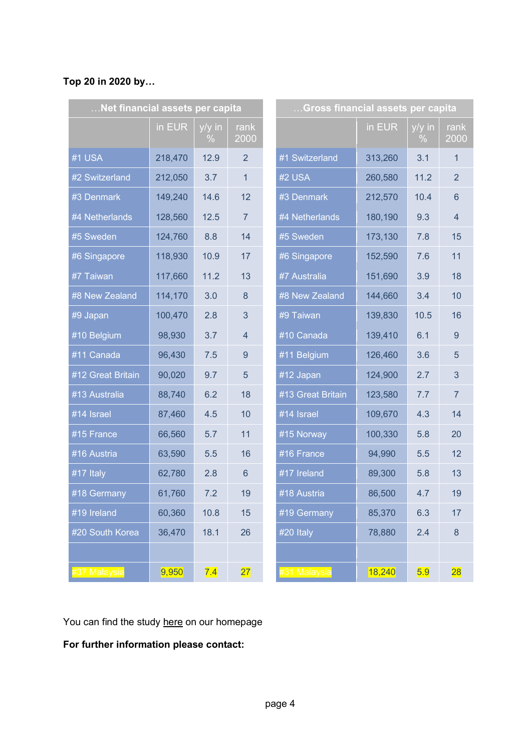**Top 20 in 2020 by…**

| …Net financial assets per capita | | | |
|---|---|---|---|
| | in EUR | y/y in % | rank 2000 |
| #1 USA | 218,470 | 12.9 | 2 |
| #2 Switzerland | 212,050 | 3.7 | 1 |
| #3 Denmark | 149,240 | 14.6 | 12 |
| #4 Netherlands | 128,560 | 12.5 | 7 |
| #5 Sweden | 124,760 | 8.8 | 14 |
| #6 Singapore | 118,930 | 10.9 | 17 |
| #7 Taiwan | 117,660 | 11.2 | 13 |
| #8 New Zealand | 114,170 | 3.0 | 8 |
| #9 Japan | 100,470 | 2.8 | 3 |
| #10 Belgium | 98,930 | 3.7 | 4 |
| #11 Canada | 96,430 | 7.5 | 9 |
| #12 Great Britain | 90,020 | 9.7 | 5 |
| #13 Australia | 88,740 | 6.2 | 18 |
| #14 Israel | 87,460 | 4.5 | 10 |
| #15 France | 66,560 | 5.7 | 11 |
| #16 Austria | 63,590 | 5.5 | 16 |
| #17 Italy | 62,780 | 2.8 | 6 |
| #18 Germany | 61,760 | 7.2 | 19 |
| #19 Ireland | 60,360 | 10.8 | 15 |
| #20 South Korea | 36,470 | 18.1 | 26 |
| | | | |
| #37 Malaysia | 9,950 | 7.4 | 27 |

| …Gross financial assets per capita | | | |
|---|---|---|---|
| | in EUR | y/y in % | rank 2000 |
| #1 Switzerland | 313,260 | 3.1 | 1 |
| #2 USA | 260,580 | 11.2 | 2 |
| #3 Denmark | 212,570 | 10.4 | 6 |
| #4 Netherlands | 180,190 | 9.3 | 4 |
| #5 Sweden | 173,130 | 7.8 | 15 |
| #6 Singapore | 152,590 | 7.6 | 11 |
| #7 Australia | 151,690 | 3.9 | 18 |
| #8 New Zealand | 144,660 | 3.4 | 10 |
| #9 Taiwan | 139,830 | 10.5 | 16 |
| #10 Canada | 139,410 | 6.1 | 9 |
| #11 Belgium | 126,460 | 3.6 | 5 |
| #12 Japan | 124,900 | 2.7 | 3 |
| #13 Great Britain | 123,580 | 7.7 | 7 |
| #14 Israel | 109,670 | 4.3 | 14 |
| #15 Norway | 100,330 | 5.8 | 20 |
| #16 France | 94,990 | 5.5 | 12 |
| #17 Ireland | 89,300 | 5.8 | 13 |
| #18 Austria | 86,500 | 4.7 | 19 |
| #19 Germany | 85,370 | 6.3 | 17 |
| #20 Italy | 78,880 | 2.4 | 8 |
| | | | |
| #31 Malaysia | 18,240 | 5.9 | 28 |

You can find the study here on our homepage

**For further information please contact:**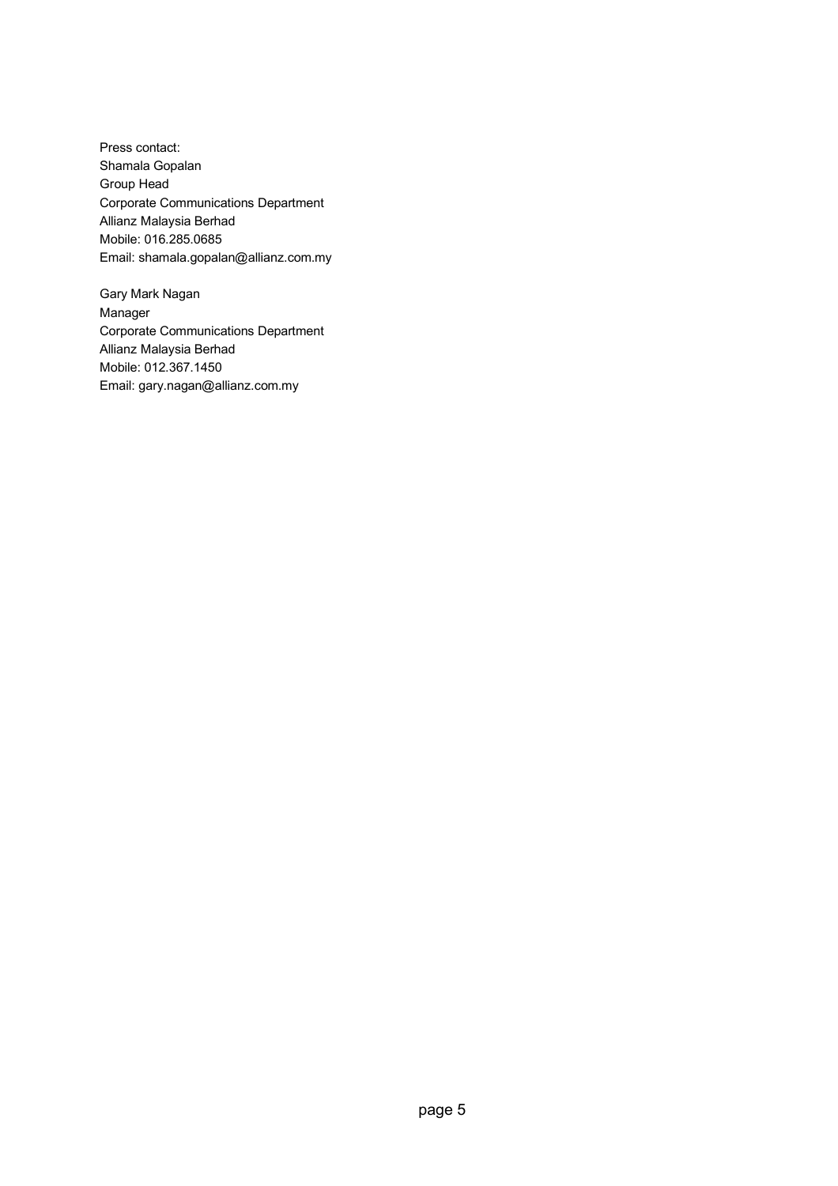Press contact:
Shamala Gopalan
Group Head
Corporate Communications Department
Allianz Malaysia Berhad
Mobile: 016.285.0685
Email: shamala.gopalan@allianz.com.my

Gary Mark Nagan
Manager
Corporate Communications Department
Allianz Malaysia Berhad
Mobile: 012.367.1450
Email: gary.nagan@allianz.com.my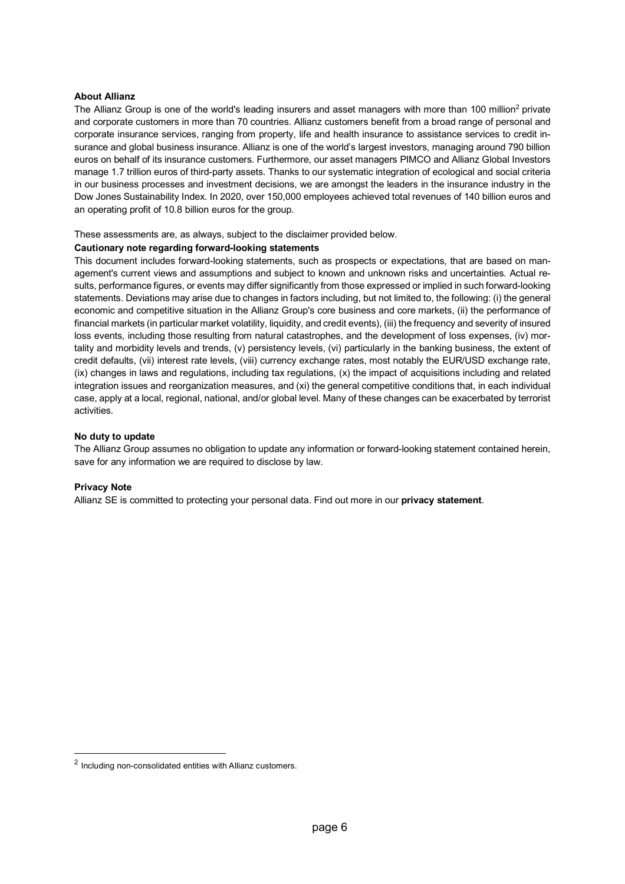**About Allianz**

The Allianz Group is one of the world's leading insurers and asset managers with more than 100 million[2] private and corporate customers in more than 70 countries. Allianz customers benefit from a broad range of personal and corporate insurance services, ranging from property, life and health insurance to assistance services to credit insurance and global business insurance. Allianz is one of the world's largest investors, managing around 790 billion euros on behalf of its insurance customers. Furthermore, our asset managers PIMCO and Allianz Global Investors manage 1.7 trillion euros of third-party assets. Thanks to our systematic integration of ecological and social criteria in our business processes and investment decisions, we are amongst the leaders in the insurance industry in the Dow Jones Sustainability Index. In 2020, over 150,000 employees achieved total revenues of 140 billion euros and an operating profit of 10.8 billion euros for the group.

These assessments are, as always, subject to the disclaimer provided below.

**Cautionary note regarding forward-looking statements**

This document includes forward-looking statements, such as prospects or expectations, that are based on management's current views and assumptions and subject to known and unknown risks and uncertainties. Actual results, performance figures, or events may differ significantly from those expressed or implied in such forward-looking statements. Deviations may arise due to changes in factors including, but not limited to, the following: (i) the general economic and competitive situation in the Allianz Group's core business and core markets, (ii) the performance of financial markets (in particular market volatility, liquidity, and credit events), (iii) the frequency and severity of insured loss events, including those resulting from natural catastrophes, and the development of loss expenses, (iv) mortality and morbidity levels and trends, (v) persistency levels, (vi) particularly in the banking business, the extent of credit defaults, (vii) interest rate levels, (viii) currency exchange rates, most notably the EUR/USD exchange rate, (ix) changes in laws and regulations, including tax regulations, (x) the impact of acquisitions including and related integration issues and reorganization measures, and (xi) the general competitive conditions that, in each individual case, apply at a local, regional, national, and/or global level. Many of these changes can be exacerbated by terrorist activities.

**No duty to update**

The Allianz Group assumes no obligation to update any information or forward-looking statement contained herein, save for any information we are required to disclose by law.

**Privacy Note**

Allianz SE is committed to protecting your personal data. Find out more in our **privacy statement**.

[2] Including non-consolidated entities with Allianz customers.